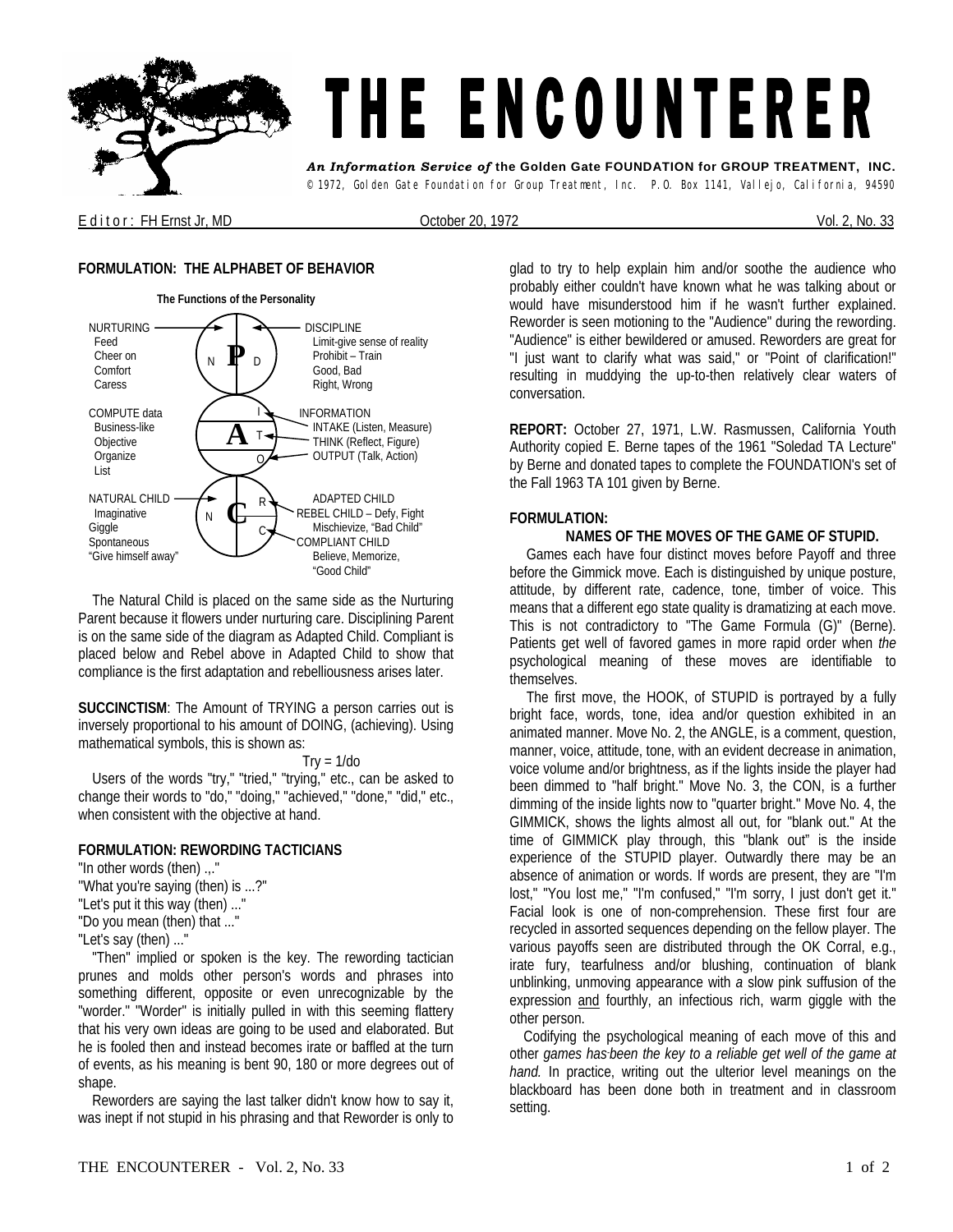# THE ENCOUNTERER

***An Information Service of*** **the Golden Gate FOUNDATION for GROUP TREATMENT, INC.**
© 1972, Golden Gate Foundation for Group Treatment, Inc. P.O. Box 1141, Vallejo, California, 94590

Editor: FH Ernst Jr, MD — October 20, 1972 — Vol. 2, No. 33

## FORMULATION: THE ALPHABET OF BEHAVIOR

**The Functions of the Personality**

| | | |
|---|---|---|
| NURTURING<br>Feed<br>Cheer on<br>Comfort<br>Caress | **P** (N, D) | DISCIPLINE<br>Limit-give sense of reality<br>Prohibit – Train<br>Good, Bad<br>Right, Wrong |
| COMPUTE data<br>Business-like<br>Objective<br>Organize<br>List | **A** (I, T, O) | INFORMATION<br>INTAKE (Listen, Measure)<br>THINK (Reflect, Figure)<br>OUTPUT (Talk, Action) |
| NATURAL CHILD<br>Imaginative<br>Giggle<br>Spontaneous<br>"Give himself away" | **C** (N, R, C) | ADAPTED CHILD<br>REBEL CHILD – Defy, Fight<br>Mischievize, "Bad Child"<br>COMPLIANT CHILD<br>Believe, Memorize,<br>"Good Child" |

The Natural Child is placed on the same side as the Nurturing Parent because it flowers under nurturing care. Disciplining Parent is on the same side of the diagram as Adapted Child. Compliant is placed below and Rebel above in Adapted Child to show that compliance is the first adaptation and rebelliousness arises later.

**SUCCINCTISM**: The Amount of TRYING a person carries out is inversely proportional to his amount of DOING, (achieving). Using mathematical symbols, this is shown as:

$$Try = 1/do$$

Users of the words "try," "tried," "trying," etc., can be asked to change their words to "do," "doing," "achieved," "done," "did," etc., when consistent with the objective at hand.

## FORMULATION: REWORDING TACTICIANS

"In other words (then) .,."
"What you're saying (then) is ...?"
"Let's put it this way (then) ..."
"Do you mean (then) that ..."
"Let's say (then) ..."

"Then" implied or spoken is the key. The rewording tactician prunes and molds other person's words and phrases into something different, opposite or even unrecognizable by the "worder." "Worder" is initially pulled in with this seeming flattery that his very own ideas are going to be used and elaborated. But he is fooled then and instead becomes irate or baffled at the turn of events, as his meaning is bent 90, 180 or more degrees out of shape.

Reworders are saying the last talker didn't know how to say it, was inept if not stupid in his phrasing and that Reworder is only to glad to try to help explain him and/or soothe the audience who probably either couldn't have known what he was talking about or would have misunderstood him if he wasn't further explained. Reworder is seen motioning to the "Audience" during the rewording. "Audience" is either bewildered or amused. Reworders are great for "I just want to clarify what was said," or "Point of clarification!" resulting in muddying the up-to-then relatively clear waters of conversation.

**REPORT:** October 27, 1971, L.W. Rasmussen, California Youth Authority copied E. Berne tapes of the 1961 "Soledad TA Lecture" by Berne and donated tapes to complete the FOUNDATION's set of the Fall 1963 TA 101 given by Berne.

## FORMULATION:

### NAMES OF THE MOVES OF THE GAME OF STUPID.

Games each have four distinct moves before Payoff and three before the Gimmick move. Each is distinguished by unique posture, attitude, by different rate, cadence, tone, timber of voice. This means that a different ego state quality is dramatizing at each move. This is not contradictory to "The Game Formula (G)" (Berne). Patients get well of favored games in more rapid order when *the* psychological meaning of these moves are identifiable to themselves.

The first move, the HOOK, of STUPID is portrayed by a fully bright face, words, tone, idea and/or question exhibited in an animated manner. Move No. 2, the ANGLE, is a comment, question, manner, voice, attitude, tone, with an evident decrease in animation, voice volume and/or brightness, as if the lights inside the player had been dimmed to "half bright." Move No. 3, the CON, is a further dimming of the inside lights now to "quarter bright." Move No. 4, the GIMMICK, shows the lights almost all out, for "blank out." At the time of GIMMICK play through, this "blank out" is the inside experience of the STUPID player. Outwardly there may be an absence of animation or words. If words are present, they are "I'm lost," "You lost me," "I'm confused," "I'm sorry, I just don't get it." Facial look is one of non-comprehension. These first four are recycled in assorted sequences depending on the fellow player. The various payoffs seen are distributed through the OK Corral, e.g., irate fury, tearfulness and/or blushing, continuation of blank unblinking, unmoving appearance with *a* slow pink suffusion of the expression and fourthly, an infectious rich, warm giggle with the other person.

Codifying the psychological meaning of each move of this and other *games has been the key to a reliable get well of the game at hand.* In practice, writing out the ulterior level meanings on the blackboard has been done both in treatment and in classroom setting.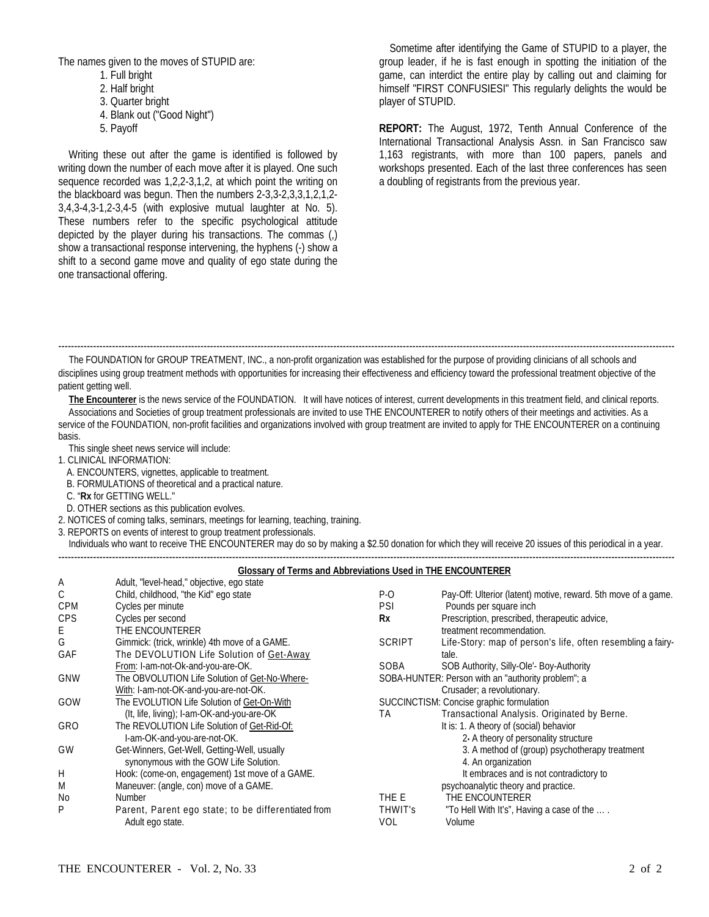The names given to the moves of STUPID are:

1. Full bright
2. Half bright
3. Quarter bright
4. Blank out ("Good Night")
5. Payoff

Writing these out after the game is identified is followed by writing down the number of each move after it is played. One such sequence recorded was 1,2,2-3,1,2, at which point the writing on the blackboard was begun. Then the numbers 2-3,3-2,3,3,1,2,1,2-3,4,3-4,3-1,2-3,4-5 (with explosive mutual laughter at No. 5). These numbers refer to the specific psychological attitude depicted by the player during his transactions. The commas (,) show a transactional response intervening, the hyphens (-) show a shift to a second game move and quality of ego state during the one transactional offering.

Sometime after identifying the Game of STUPID to a player, the group leader, if he is fast enough in spotting the initiation of the game, can interdict the entire play by calling out and claiming for himself "FIRST CONFUSIESI" This regularly delights the would be player of STUPID.

**REPORT:** The August, 1972, Tenth Annual Conference of the International Transactional Analysis Assn. in San Francisco saw 1,163 registrants, with more than 100 papers, panels and workshops presented. Each of the last three conferences has seen a doubling of registrants from the previous year.

---

The FOUNDATION for GROUP TREATMENT, INC., a non-profit organization was established for the purpose of providing clinicians of all schools and disciplines using group treatment methods with opportunities for increasing their effectiveness and efficiency toward the professional treatment objective of the patient getting well.

**The Encounterer** is the news service of the FOUNDATION. It will have notices of interest, current developments in this treatment field, and clinical reports. Associations and Societies of group treatment professionals are invited to use THE ENCOUNTERER to notify others of their meetings and activities. As a service of the FOUNDATION, non-profit facilities and organizations involved with group treatment are invited to apply for THE ENCOUNTERER on a continuing basis.

This single sheet news service will include:

1. CLINICAL INFORMATION:
   - A. ENCOUNTERS, vignettes, applicable to treatment.
   - B. FORMULATIONS of theoretical and a practical nature.
   - C. "**Rx** for GETTING WELL."
   - D. OTHER sections as this publication evolves.
2. NOTICES of coming talks, seminars, meetings for learning, teaching, training.
3. REPORTS on events of interest to group treatment professionals.

Individuals who want to receive THE ENCOUNTERER may do so by making a $2.50 donation for which they will receive 20 issues of this periodical in a year.

---

**Glossary of Terms and Abbreviations Used in THE ENCOUNTERER**

| | |
|---|---|
| A | Adult, "level-head," objective, ego state |
| C | Child, childhood, "the Kid" ego state |
| CPM | Cycles per minute |
| CPS | Cycles per second |
| E | THE ENCOUNTERER |
| G | Gimmick: (trick, wrinkle) 4th move of a GAME. |
| GAF | The DEVOLUTION Life Solution of Get-Away From: I-am-not-Ok-and-you-are-OK. |
| GNW | The OBVOLUTION Life Solution of Get-No-Where-With: I-am-not-OK-and-you-are-not-OK. |
| GOW | The EVOLUTION Life Solution of Get-On-With (It, life, living); I-am-OK-and-you-are-OK |
| GRO | The REVOLUTION Life Solution of Get-Rid-Of: I-am-OK-and-you-are-not-OK. |
| GW | Get-Winners, Get-Well, Getting-Well, usually synonymous with the GOW Life Solution. |
| H | Hook: (come-on, engagement) 1st move of a GAME. |
| M | Maneuver: (angle, con) move of a GAME. |
| No | Number |
| P | Parent, Parent ego state; to be differentiated from Adult ego state. |
| P-O | Pay-Off: Ulterior (latent) motive, reward. 5th move of a game. |
| PSI | Pounds per square inch |
| **Rx** | Prescription, prescribed, therapeutic advice, treatment recommendation. |
| SCRIPT | Life-Story: map of person's life, often resembling a fairy-tale. |
| SOBA | SOB Authority, Silly-Ole'- Boy-Authority |
| SOBA-HUNTER: | Person with an "authority problem"; a Crusader; a revolutionary. |
| SUCCINCTISM: | Concise graphic formulation |
| TA | Transactional Analysis. Originated by Berne. It is: 1. A theory of (social) behavior 2. A theory of personality structure 3. A method of (group) psychotherapy treatment 4. An organization. It embraces and is not contradictory to psychoanalytic theory and practice. |
| THE E | THE ENCOUNTERER |
| THWIT's | "To Hell With It's", Having a case of the … . |
| VOL | Volume |